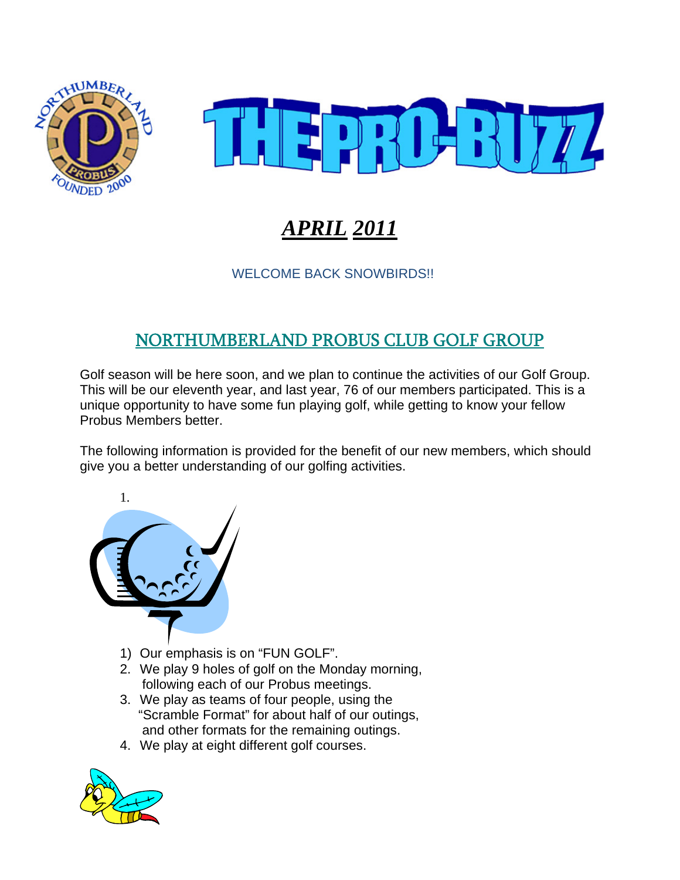# THE PRO-BUZZ

## *APRIL 2011*

WELCOME BACK SNOWBIRDS!!

## NORTHUMBERLAND PROBUS CLUB GOLF GROUP

Golf season will be here soon, and we plan to continue the activities of our Golf Group. This will be our eleventh year, and last year, 76 of our members participated. This is a unique opportunity to have some fun playing golf, while getting to know your fellow Probus Members better.

The following information is provided for the benefit of our new members, which should give you a better understanding of our golfing activities.

1)  Our emphasis is on "FUN GOLF".
2.  We play 9 holes of golf on the Monday morning, following each of our Probus meetings.
3.  We play as teams of four people, using the "Scramble Format" for about half of our outings, and other formats for the remaining outings.
4.  We play at eight different golf courses.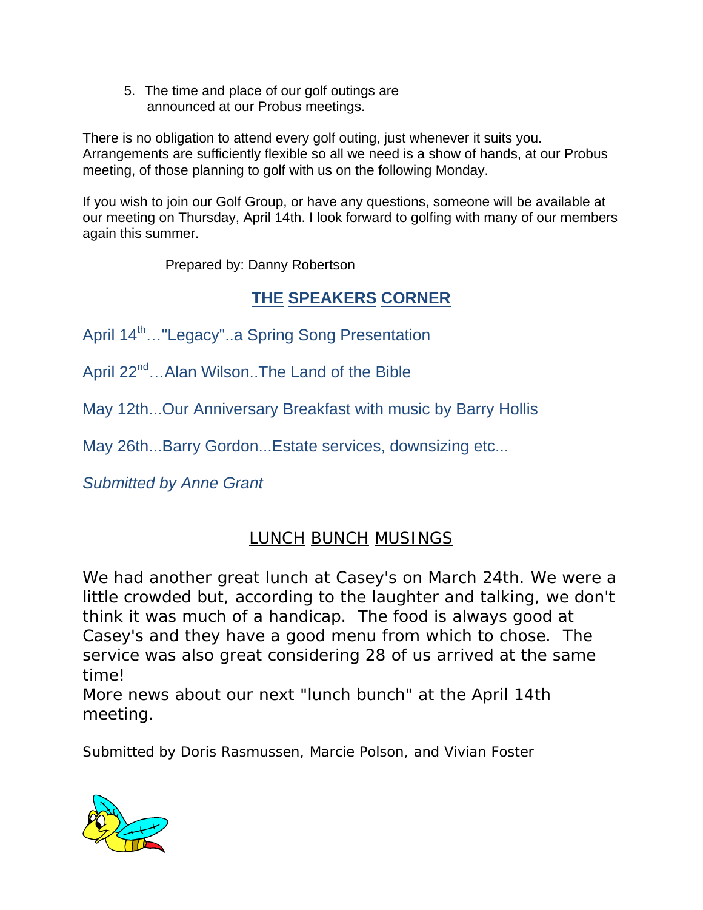5. The time and place of our golf outings are announced at our Probus meetings.

There is no obligation to attend every golf outing, just whenever it suits you. Arrangements are sufficiently flexible so all we need is a show of hands, at our Probus meeting, of those planning to golf with us on the following Monday.

If you wish to join our Golf Group, or have any questions, someone will be available at our meeting on Thursday, April 14th. I look forward to golfing with many of our members again this summer.

Prepared by: Danny Robertson

## THE SPEAKERS CORNER

April 14th…"Legacy"..a Spring Song Presentation

April 22nd…Alan Wilson..The Land of the Bible

May 12th...Our Anniversary Breakfast with music by Barry Hollis

May 26th...Barry Gordon...Estate services, downsizing etc...

*Submitted by Anne Grant*

## LUNCH BUNCH MUSINGS

We had another great lunch at Casey's on March 24th. We were a little crowded but, according to the laughter and talking, we don't think it was much of a handicap. The food is always good at Casey's and they have a good menu from which to chose. The service was also great considering 28 of us arrived at the same time!
More news about our next "lunch bunch" at the April 14th meeting.

Submitted by Doris Rasmussen, Marcie Polson, and Vivian Foster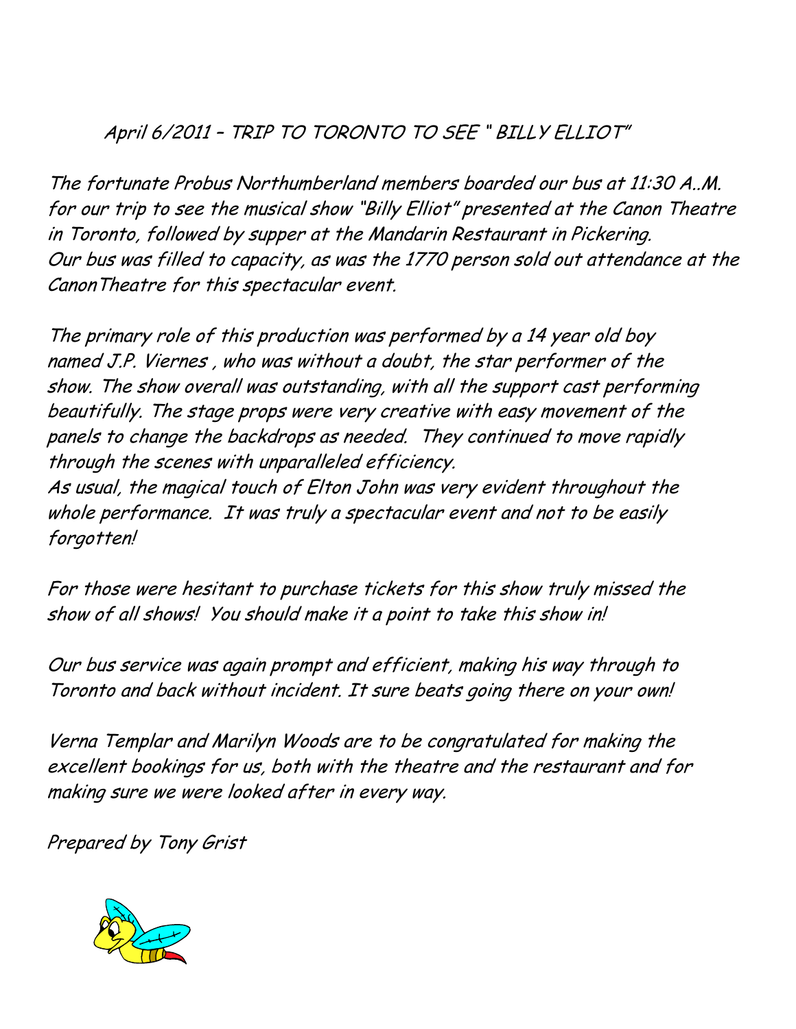April 6/2011 – TRIP TO TORONTO TO SEE " BILLY ELLIOT"

The fortunate Probus Northumberland members boarded our bus at 11:30 A..M. for our trip to see the musical show "Billy Elliot" presented at the Canon Theatre in Toronto, followed by supper at the Mandarin Restaurant in Pickering. Our bus was filled to capacity, as was the 1770 person sold out attendance at the CanonTheatre for this spectacular event.

The primary role of this production was performed by a 14 year old boy named J.P. Viernes , who was without a doubt, the star performer of the show. The show overall was outstanding, with all the support cast performing beautifully. The stage props were very creative with easy movement of the panels to change the backdrops as needed. They continued to move rapidly through the scenes with unparalleled efficiency.
As usual, the magical touch of Elton John was very evident throughout the whole performance. It was truly a spectacular event and not to be easily forgotten!

For those were hesitant to purchase tickets for this show truly missed the show of all shows! You should make it a point to take this show in!

Our bus service was again prompt and efficient, making his way through to Toronto and back without incident. It sure beats going there on your own!

Verna Templar and Marilyn Woods are to be congratulated for making the excellent bookings for us, both with the theatre and the restaurant and for making sure we were looked after in every way.

Prepared by Tony Grist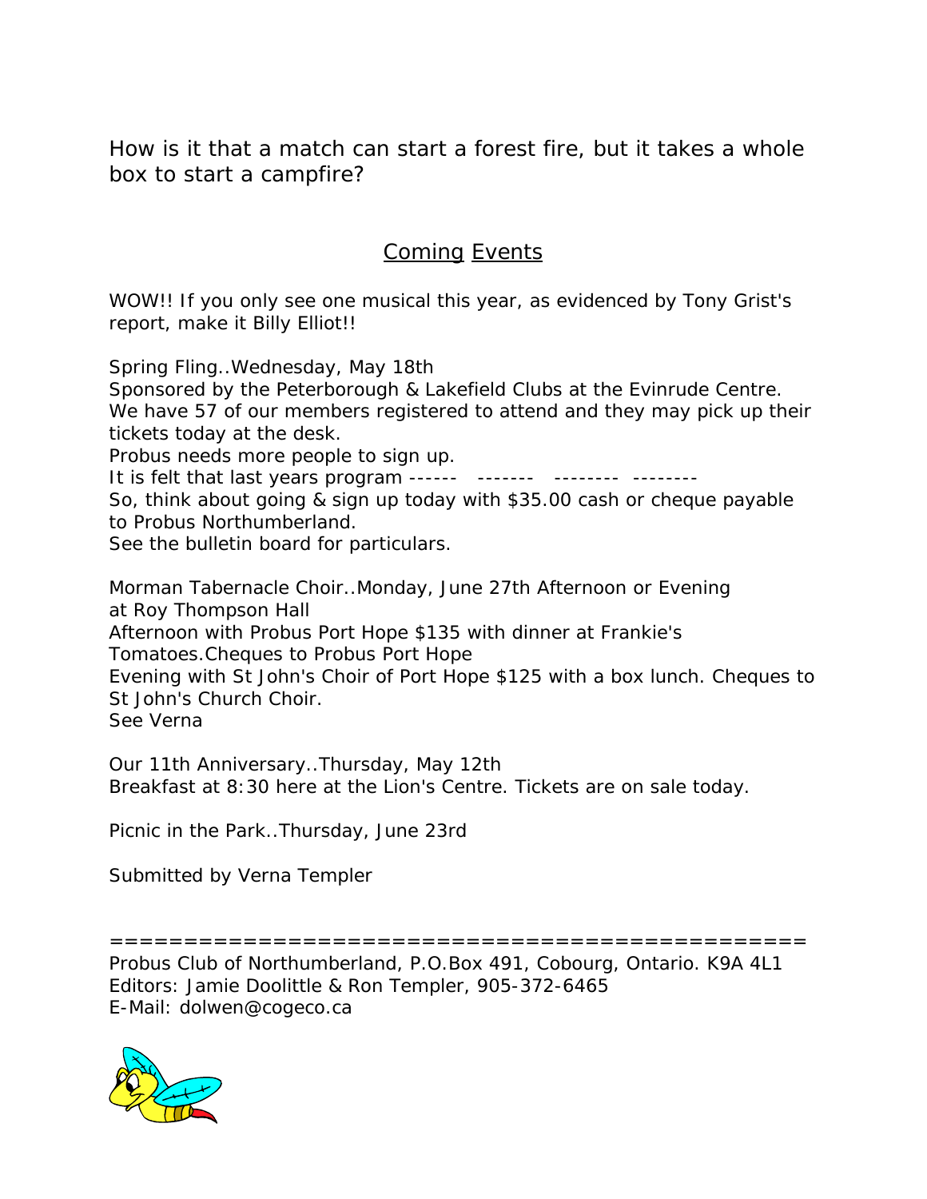How is it that a match can start a forest fire, but it takes a whole box to start a campfire?

## Coming Events

WOW!! If you only see one musical this year, as evidenced by Tony Grist's report, make it Billy Elliot!!

Spring Fling..Wednesday, May 18th
Sponsored by the Peterborough & Lakefield Clubs at the Evinrude Centre.
We have 57 of our members registered to attend and they may pick up their tickets today at the desk.
Probus needs more people to sign up.
It is felt that last years program ------ ------- -------- --------
So, think about going & sign up today with $35.00 cash or cheque payable to Probus Northumberland.
See the bulletin board for particulars.

Morman Tabernacle Choir..Monday, June 27th Afternoon or Evening at Roy Thompson Hall
Afternoon with Probus Port Hope $135 with dinner at Frankie's Tomatoes.Cheques to Probus Port Hope
Evening with St John's Choir of Port Hope $125 with a box lunch. Cheques to St John's Church Choir.
See Verna

Our 11th Anniversary..Thursday, May 12th
Breakfast at 8:30 here at the Lion's Centre. Tickets are on sale today.

Picnic in the Park..Thursday, June 23rd

Submitted by Verna Templer

================================================

Probus Club of Northumberland, P.O.Box 491, Cobourg, Ontario. K9A 4L1
Editors: Jamie Doolittle & Ron Templer, 905-372-6465
E-Mail: dolwen@cogeco.ca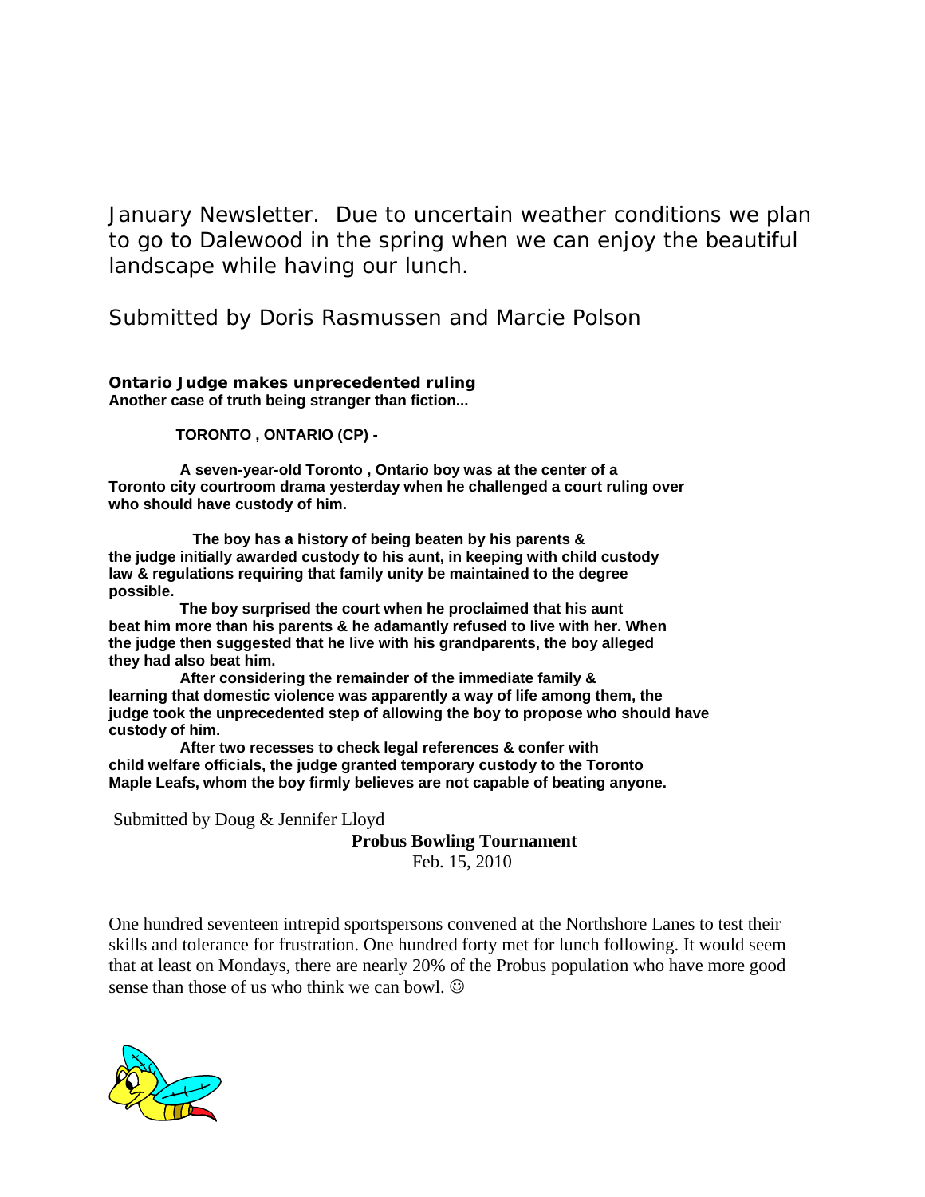January Newsletter. Due to uncertain weather conditions we plan to go to Dalewood in the spring when we can enjoy the beautiful landscape while having our lunch.

Submitted by Doris Rasmussen and Marcie Polson

**Ontario Judge makes unprecedented ruling**
**Another case of truth being stranger than fiction...**

**TORONTO , ONTARIO (CP) -**

**A seven-year-old Toronto , Ontario boy was at the center of a Toronto city courtroom drama yesterday when he challenged a court ruling over who should have custody of him.**

**The boy has a history of being beaten by his parents & the judge initially awarded custody to his aunt, in keeping with child custody law & regulations requiring that family unity be maintained to the degree possible.**

**The boy surprised the court when he proclaimed that his aunt beat him more than his parents & he adamantly refused to live with her. When the judge then suggested that he live with his grandparents, the boy alleged they had also beat him.**

**After considering the remainder of the immediate family & learning that domestic violence was apparently a way of life among them, the judge took the unprecedented step of allowing the boy to propose who should have custody of him.**

**After two recesses to check legal references & confer with child welfare officials, the judge granted temporary custody to the Toronto Maple Leafs, whom the boy firmly believes are not capable of beating anyone.**

Submitted by Doug & Jennifer Lloyd

**Probus Bowling Tournament**
Feb. 15, 2010

One hundred seventeen intrepid sportspersons convened at the Northshore Lanes to test their skills and tolerance for frustration. One hundred forty met for lunch following. It would seem that at least on Mondays, there are nearly 20% of the Probus population who have more good sense than those of us who think we can bowl. ☺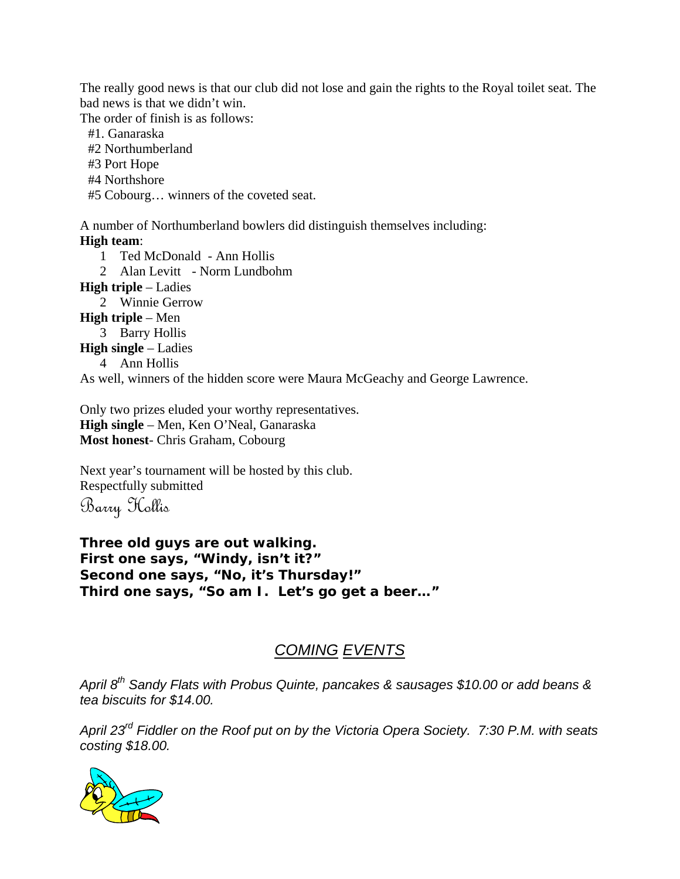The really good news is that our club did not lose and gain the rights to the Royal toilet seat. The bad news is that we didn't win.

The order of finish is as follows:

#1. Ganaraska
#2 Northumberland
#3 Port Hope
#4 Northshore
#5 Cobourg… winners of the coveted seat.

A number of Northumberland bowlers did distinguish themselves including:

**High team**:

1 Ted McDonald - Ann Hollis
2 Alan Levitt - Norm Lundbohm

**High triple** – Ladies

2 Winnie Gerrow

**High triple** – Men

3 Barry Hollis

**High single** – Ladies

4 Ann Hollis

As well, winners of the hidden score were Maura McGeachy and George Lawrence.

Only two prizes eluded your worthy representatives.

**High single** – Men, Ken O'Neal, Ganaraska
**Most honest**- Chris Graham, Cobourg

Next year's tournament will be hosted by this club.
Respectfully submitted
Barry Hollis

**Three old guys are out walking.**
**First one says, "Windy, isn't it?"**
**Second one says, "No, it's Thursday!"**
**Third one says, "So am I. Let's go get a beer…"**

## *COMING EVENTS*

*April 8th Sandy Flats with Probus Quinte, pancakes & sausages $10.00 or add beans & tea biscuits for $14.00.*

*April 23rd Fiddler on the Roof put on by the Victoria Opera Society. 7:30 P.M. with seats costing $18.00.*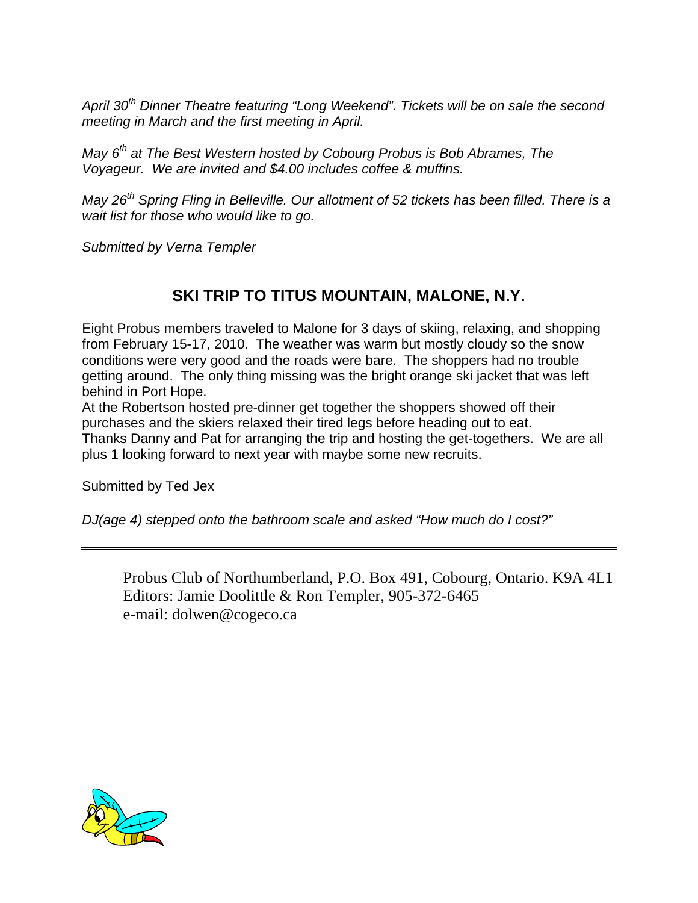*April 30th Dinner Theatre featuring "Long Weekend". Tickets will be on sale the second meeting in March and the first meeting in April.*

*May 6th at The Best Western hosted by Cobourg Probus is Bob Abrames, The Voyageur. We are invited and $4.00 includes coffee & muffins.*

*May 26th Spring Fling in Belleville. Our allotment of 52 tickets has been filled. There is a wait list for those who would like to go.*

*Submitted by Verna Templer*

## SKI TRIP TO TITUS MOUNTAIN, MALONE, N.Y.

Eight Probus members traveled to Malone for 3 days of skiing, relaxing, and shopping from February 15-17, 2010. The weather was warm but mostly cloudy so the snow conditions were very good and the roads were bare. The shoppers had no trouble getting around. The only thing missing was the bright orange ski jacket that was left behind in Port Hope.

At the Robertson hosted pre-dinner get together the shoppers showed off their purchases and the skiers relaxed their tired legs before heading out to eat.

Thanks Danny and Pat for arranging the trip and hosting the get-togethers. We are all plus 1 looking forward to next year with maybe some new recruits.

Submitted by Ted Jex

*DJ(age 4) stepped onto the bathroom scale and asked "How much do I cost?"*

---

Probus Club of Northumberland, P.O. Box 491, Cobourg, Ontario. K9A 4L1
Editors: Jamie Doolittle & Ron Templer, 905-372-6465
e-mail: dolwen@cogeco.ca